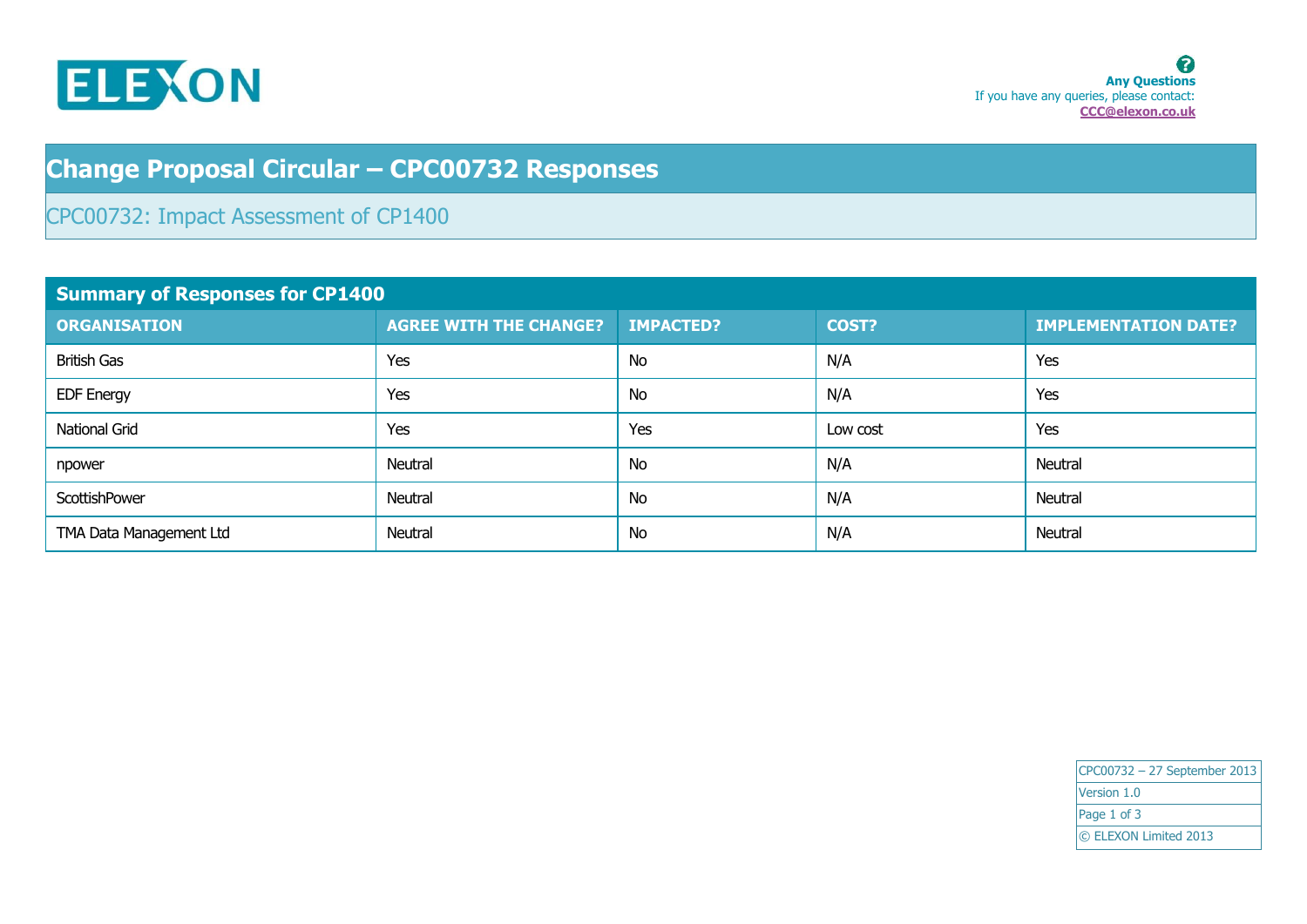ELEXON

**Any Questions**
If you have any queries, please contact:
**CCC@elexon.co.uk**

# Change Proposal Circular – CPC00732 Responses

## CPC00732: Impact Assessment of CP1400

| Summary of Responses for CP1400 | | | | |
|---|---|---|---|---|
| **ORGANISATION** | **AGREE WITH THE CHANGE?** | **IMPACTED?** | **COST?** | **IMPLEMENTATION DATE?** |
| British Gas | Yes | No | N/A | Yes |
| EDF Energy | Yes | No | N/A | Yes |
| National Grid | Yes | Yes | Low cost | Yes |
| npower | Neutral | No | N/A | Neutral |
| ScottishPower | Neutral | No | N/A | Neutral |
| TMA Data Management Ltd | Neutral | No | N/A | Neutral |

CPC00732 – 27 September 2013
Version 1.0
© ELEXON Limited 2013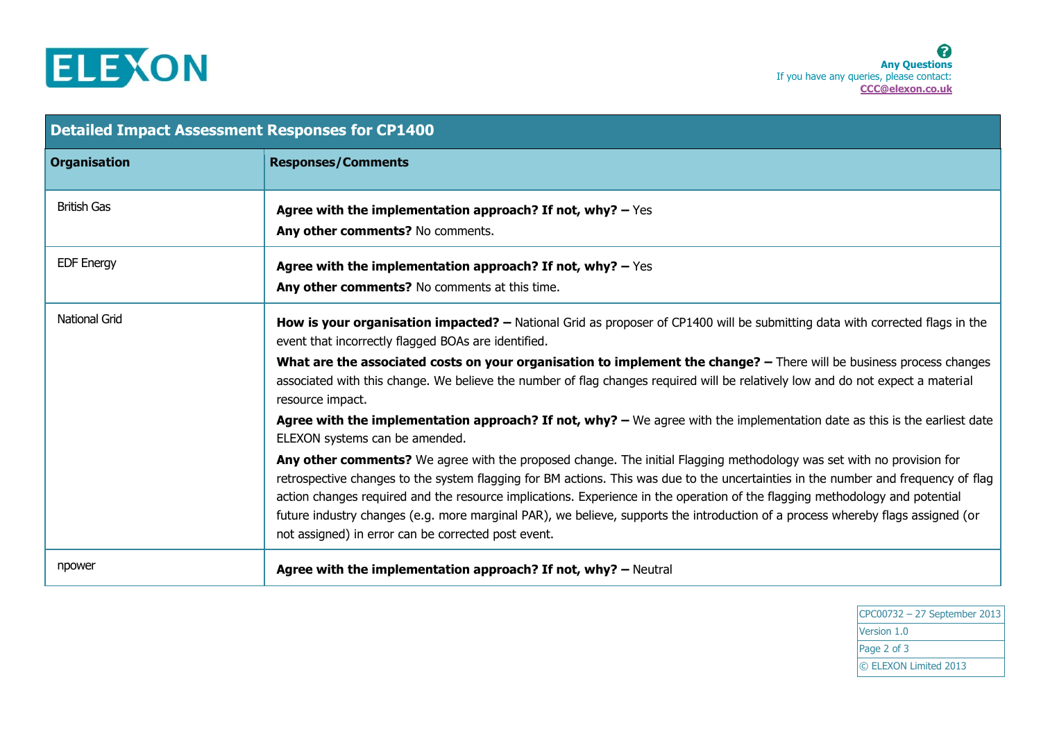**Any Questions**
If you have any queries, please contact:
CCC@elexon.co.uk

| Detailed Impact Assessment Responses for CP1400 | |
|---|---|
| **Organisation** | **Responses/Comments** |
| British Gas | **Agree with the implementation approach? If not, why? –** Yes<br>**Any other comments?** No comments. |
| EDF Energy | **Agree with the implementation approach? If not, why? –** Yes<br>**Any other comments?** No comments at this time. |
| National Grid | **How is your organisation impacted? –** National Grid as proposer of CP1400 will be submitting data with corrected flags in the event that incorrectly flagged BOAs are identified.<br>**What are the associated costs on your organisation to implement the change? –** There will be business process changes associated with this change. We believe the number of flag changes required will be relatively low and do not expect a material resource impact.<br>**Agree with the implementation approach? If not, why? –** We agree with the implementation date as this is the earliest date ELEXON systems can be amended.<br>**Any other comments?** We agree with the proposed change. The initial Flagging methodology was set with no provision for retrospective changes to the system flagging for BM actions. This was due to the uncertainties in the number and frequency of flag action changes required and the resource implications. Experience in the operation of the flagging methodology and potential future industry changes (e.g. more marginal PAR), we believe, supports the introduction of a process whereby flags assigned (or not assigned) in error can be corrected post event. |
| npower | **Agree with the implementation approach? If not, why? –** Neutral |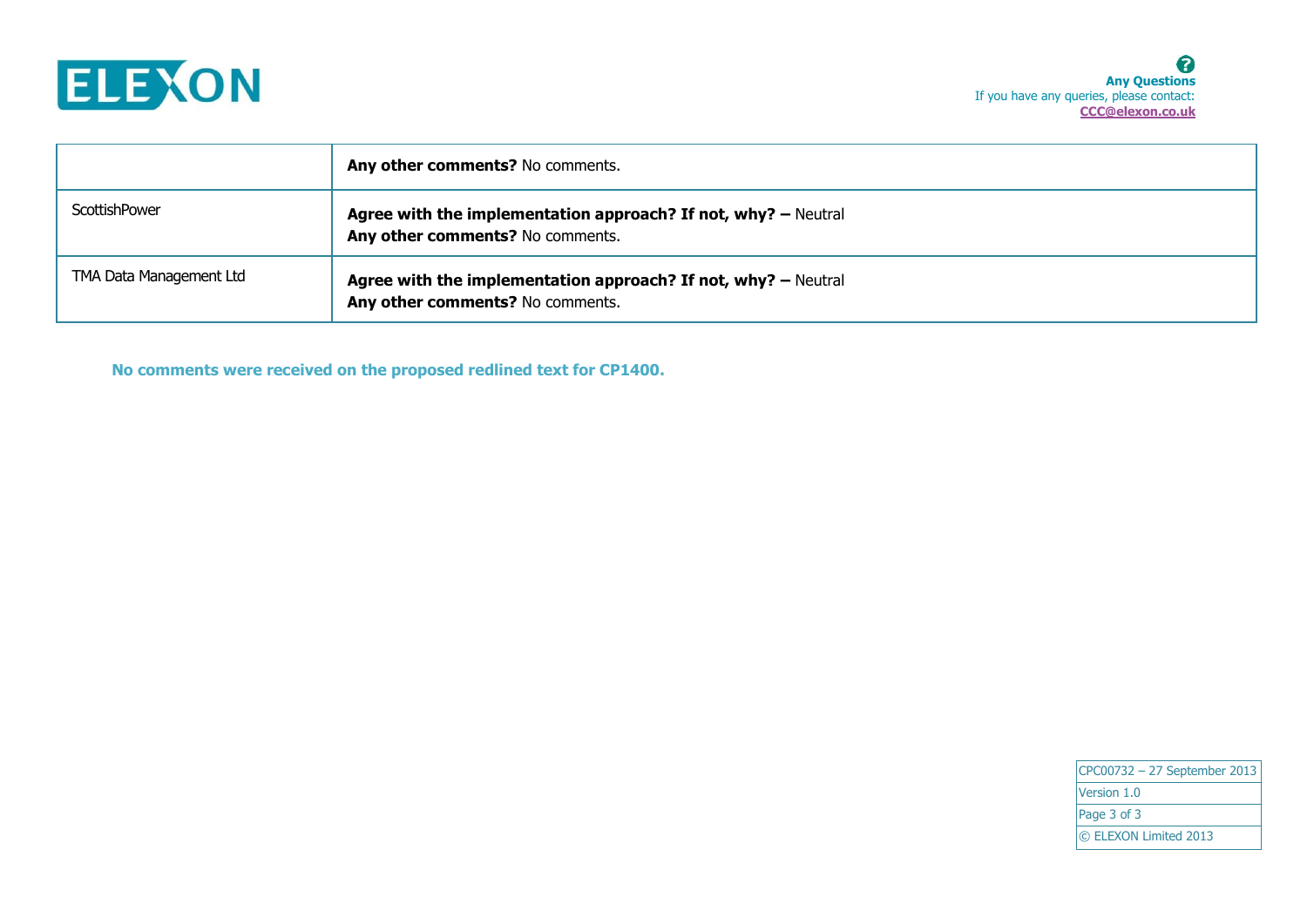| | |
|---|---|
| | **Any other comments?** No comments. |
| ScottishPower | **Agree with the implementation approach? If not, why? –** Neutral<br>**Any other comments?** No comments. |
| TMA Data Management Ltd | **Agree with the implementation approach? If not, why? –** Neutral<br>**Any other comments?** No comments. |

**No comments were received on the proposed redlined text for CP1400.**